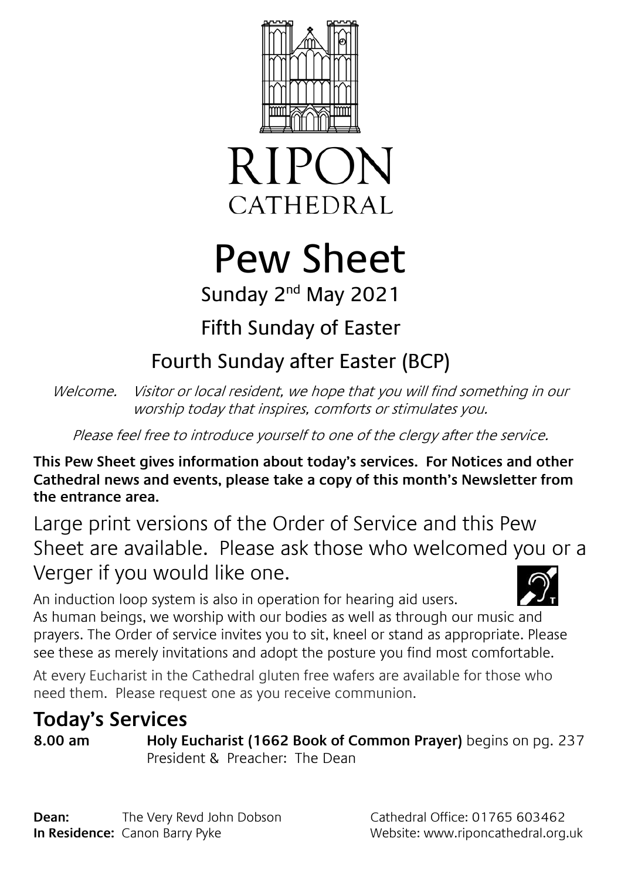# RIPON CATHEDRAL

# Pew Sheet

## Sunday 2nd May 2021

## Fifth Sunday of Easter

## Fourth Sunday after Easter (BCP)

*Welcome. Visitor or local resident, we hope that you will find something in our worship today that inspires, comforts or stimulates you.*

*Please feel free to introduce yourself to one of the clergy after the service.*

**This Pew Sheet gives information about today's services. For Notices and other Cathedral news and events, please take a copy of this month's Newsletter from the entrance area.**

Large print versions of the Order of Service and this Pew Sheet are available. Please ask those who welcomed you or a Verger if you would like one.

An induction loop system is also in operation for hearing aid users.

As human beings, we worship with our bodies as well as through our music and prayers. The Order of service invites you to sit, kneel or stand as appropriate. Please see these as merely invitations and adopt the posture you find most comfortable.

At every Eucharist in the Cathedral gluten free wafers are available for those who need them. Please request one as you receive communion.

## Today's Services

**8.00 am** **Holy Eucharist (1662 Book of Common Prayer)** begins on pg. 237
President & Preacher: The Dean

**Dean:** The Very Revd John Dobson
**In Residence:** Canon Barry Pyke

Cathedral Office: 01765 603462
Website: www.riponcathedral.org.uk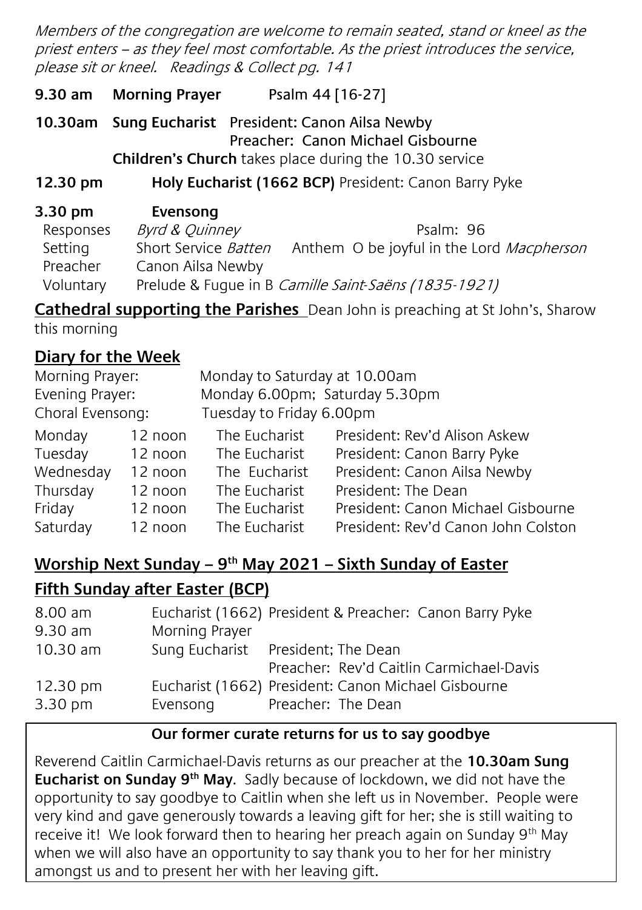*Members of the congregation are welcome to remain seated, stand or kneel as the priest enters – as they feel most comfortable. As the priest introduces the service, please sit or kneel. Readings & Collect pg. 141*

**9.30 am Morning Prayer** Psalm 44 [16-27]

**10.30am Sung Eucharist** President: Canon Ailsa Newby
Preacher: Canon Michael Gisbourne
**Children's Church** takes place during the 10.30 service

**12.30 pm Holy Eucharist (1662 BCP)** President: Canon Barry Pyke

**3.30 pm Evensong**

| | | |
|---|---|---|
| Responses | *Byrd & Quinney* | Psalm: 96 |
| Setting | Short Service *Batten* | Anthem O be joyful in the Lord *Macpherson* |
| Preacher | Canon Ailsa Newby | |
| Voluntary | Prelude & Fugue in B *Camille Saint-Saëns (1835-1921)* | |

**Cathedral supporting the Parishes** Dean John is preaching at St John's, Sharow this morning

## Diary for the Week

Morning Prayer: Monday to Saturday at 10.00am
Evening Prayer: Monday 6.00pm; Saturday 5.30pm
Choral Evensong: Tuesday to Friday 6.00pm

| | | | |
|---|---|---|---|
| Monday | 12 noon | The Eucharist | President: Rev'd Alison Askew |
| Tuesday | 12 noon | The Eucharist | President: Canon Barry Pyke |
| Wednesday | 12 noon | The Eucharist | President: Canon Ailsa Newby |
| Thursday | 12 noon | The Eucharist | President: The Dean |
| Friday | 12 noon | The Eucharist | President: Canon Michael Gisbourne |
| Saturday | 12 noon | The Eucharist | President: Rev'd Canon John Colston |

## Worship Next Sunday – 9th May 2021 – Sixth Sunday of Easter

## Fifth Sunday after Easter (BCP)

| | | |
|---|---|---|
| 8.00 am | Eucharist (1662) | President & Preacher: Canon Barry Pyke |
| 9.30 am | Morning Prayer | |
| 10.30 am | Sung Eucharist | President; The Dean<br>Preacher: Rev'd Caitlin Carmichael-Davis |
| 12.30 pm | Eucharist (1662) | President: Canon Michael Gisbourne |
| 3.30 pm | Evensong | Preacher: The Dean |

**Our former curate returns for us to say goodbye**

Reverend Caitlin Carmichael-Davis returns as our preacher at the **10.30am Sung Eucharist on Sunday 9th May**. Sadly because of lockdown, we did not have the opportunity to say goodbye to Caitlin when she left us in November. People were very kind and gave generously towards a leaving gift for her; she is still waiting to receive it! We look forward then to hearing her preach again on Sunday 9th May when we will also have an opportunity to say thank you to her for her ministry amongst us and to present her with her leaving gift.